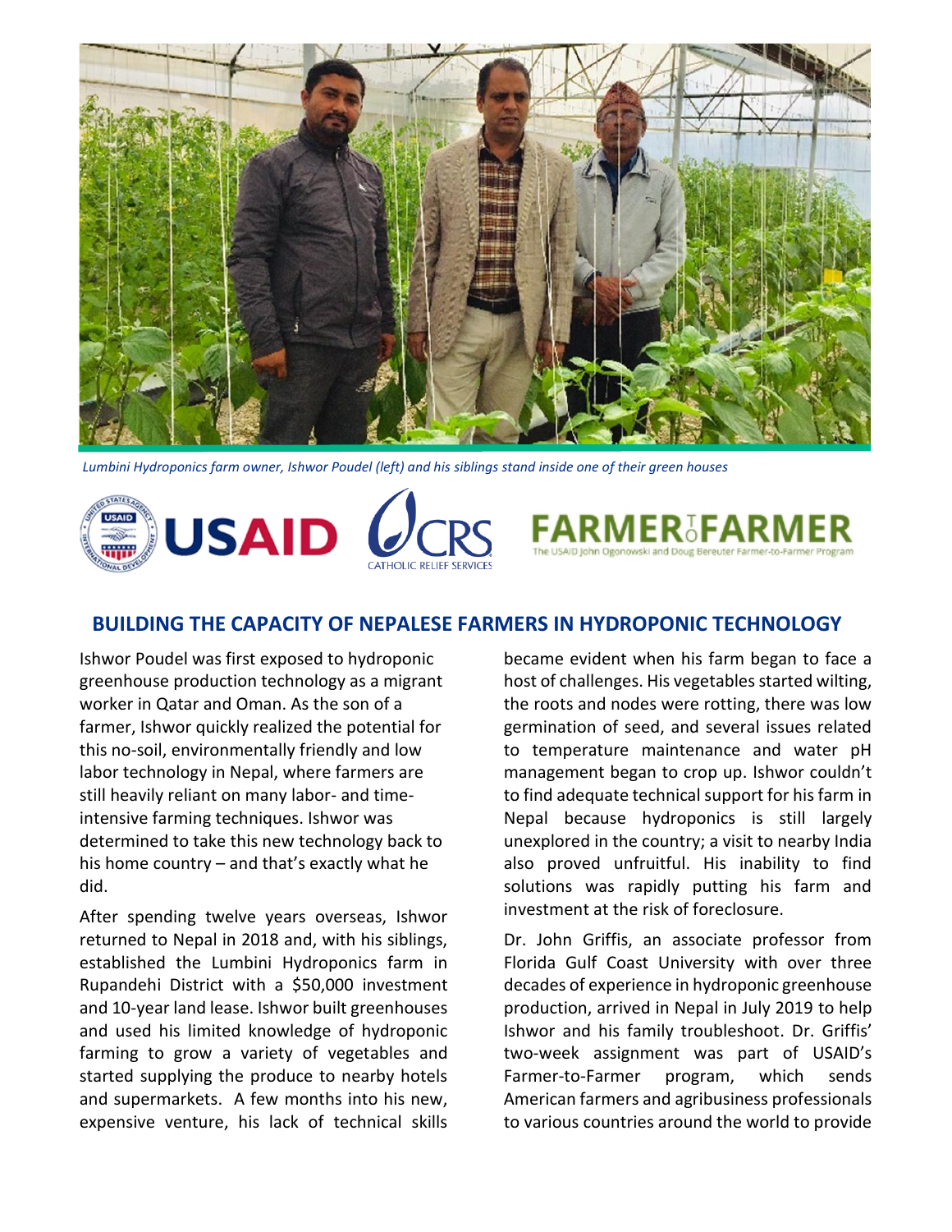*Lumbini Hydroponics farm owner, Ishwor Poudel (left) and his siblings stand inside one of their green houses*

## BUILDING THE CAPACITY OF NEPALESE FARMERS IN HYDROPONIC TECHNOLOGY

Ishwor Poudel was first exposed to hydroponic greenhouse production technology as a migrant worker in Qatar and Oman. As the son of a farmer, Ishwor quickly realized the potential for this no-soil, environmentally friendly and low labor technology in Nepal, where farmers are still heavily reliant on many labor- and time-intensive farming techniques. Ishwor was determined to take this new technology back to his home country – and that's exactly what he did.

After spending twelve years overseas, Ishwor returned to Nepal in 2018 and, with his siblings, established the Lumbini Hydroponics farm in Rupandehi District with a $50,000 investment and 10-year land lease. Ishwor built greenhouses and used his limited knowledge of hydroponic farming to grow a variety of vegetables and started supplying the produce to nearby hotels and supermarkets. A few months into his new, expensive venture, his lack of technical skills became evident when his farm began to face a host of challenges. His vegetables started wilting, the roots and nodes were rotting, there was low germination of seed, and several issues related to temperature maintenance and water pH management began to crop up. Ishwor couldn't to find adequate technical support for his farm in Nepal because hydroponics is still largely unexplored in the country; a visit to nearby India also proved unfruitful. His inability to find solutions was rapidly putting his farm and investment at the risk of foreclosure.

Dr. John Griffis, an associate professor from Florida Gulf Coast University with over three decades of experience in hydroponic greenhouse production, arrived in Nepal in July 2019 to help Ishwor and his family troubleshoot. Dr. Griffis' two-week assignment was part of USAID's Farmer-to-Farmer program, which sends American farmers and agribusiness professionals to various countries around the world to provide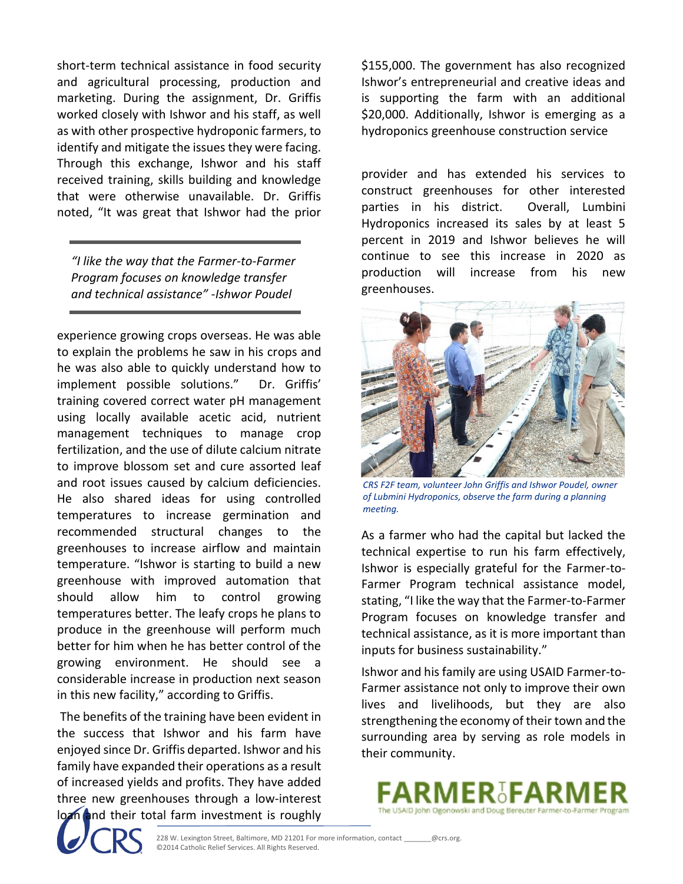short-term technical assistance in food security and agricultural processing, production and marketing. During the assignment, Dr. Griffis worked closely with Ishwor and his staff, as well as with other prospective hydroponic farmers, to identify and mitigate the issues they were facing. Through this exchange, Ishwor and his staff received training, skills building and knowledge that were otherwise unavailable. Dr. Griffis noted, "It was great that Ishwor had the prior experience growing crops overseas. He was able to explain the problems he saw in his crops and he was also able to quickly understand how to implement possible solutions." Dr. Griffis' training covered correct water pH management using locally available acetic acid, nutrient management techniques to manage crop fertilization, and the use of dilute calcium nitrate to improve blossom set and cure assorted leaf and root issues caused by calcium deficiencies. He also shared ideas for using controlled temperatures to increase germination and recommended structural changes to the greenhouses to increase airflow and maintain temperature. "Ishwor is starting to build a new greenhouse with improved automation that should allow him to control growing temperatures better. The leafy crops he plans to produce in the greenhouse will perform much better for him when he has better control of the growing environment. He should see a considerable increase in production next season in this new facility," according to Griffis.

> *"I like the way that the Farmer-to-Farmer Program focuses on knowledge transfer and technical assistance" -Ishwor Poudel*

The benefits of the training have been evident in the success that Ishwor and his farm have enjoyed since Dr. Griffis departed. Ishwor and his family have expanded their operations as a result of increased yields and profits. They have added three new greenhouses through a low-interest loan and their total farm investment is roughly $155,000. The government has also recognized Ishwor's entrepreneurial and creative ideas and is supporting the farm with an additional $20,000. Additionally, Ishwor is emerging as a hydroponics greenhouse construction service provider and has extended his services to construct greenhouses for other interested parties in his district. Overall, Lumbini Hydroponics increased its sales by at least 5 percent in 2019 and Ishwor believes he will continue to see this increase in 2020 as production will increase from his new greenhouses.

*CRS F2F team, volunteer John Griffis and Ishwor Poudel, owner of Lubmini Hydroponics, observe the farm during a planning meeting.*

As a farmer who had the capital but lacked the technical expertise to run his farm effectively, Ishwor is especially grateful for the Farmer-to-Farmer Program technical assistance model, stating, "I like the way that the Farmer-to-Farmer Program focuses on knowledge transfer and technical assistance, as it is more important than inputs for business sustainability."

Ishwor and his family are using USAID Farmer-to-Farmer assistance not only to improve their own lives and livelihoods, but they are also strengthening the economy of their town and the surrounding area by serving as role models in their community.

FARMER TO FARMER
The USAID John Ogonowski and Doug Bereuter Farmer-to-Farmer Program

CRS

228 W. Lexington Street, Baltimore, MD 21201 For more information, contact _______@crs.org.
©2014 Catholic Relief Services. All Rights Reserved.